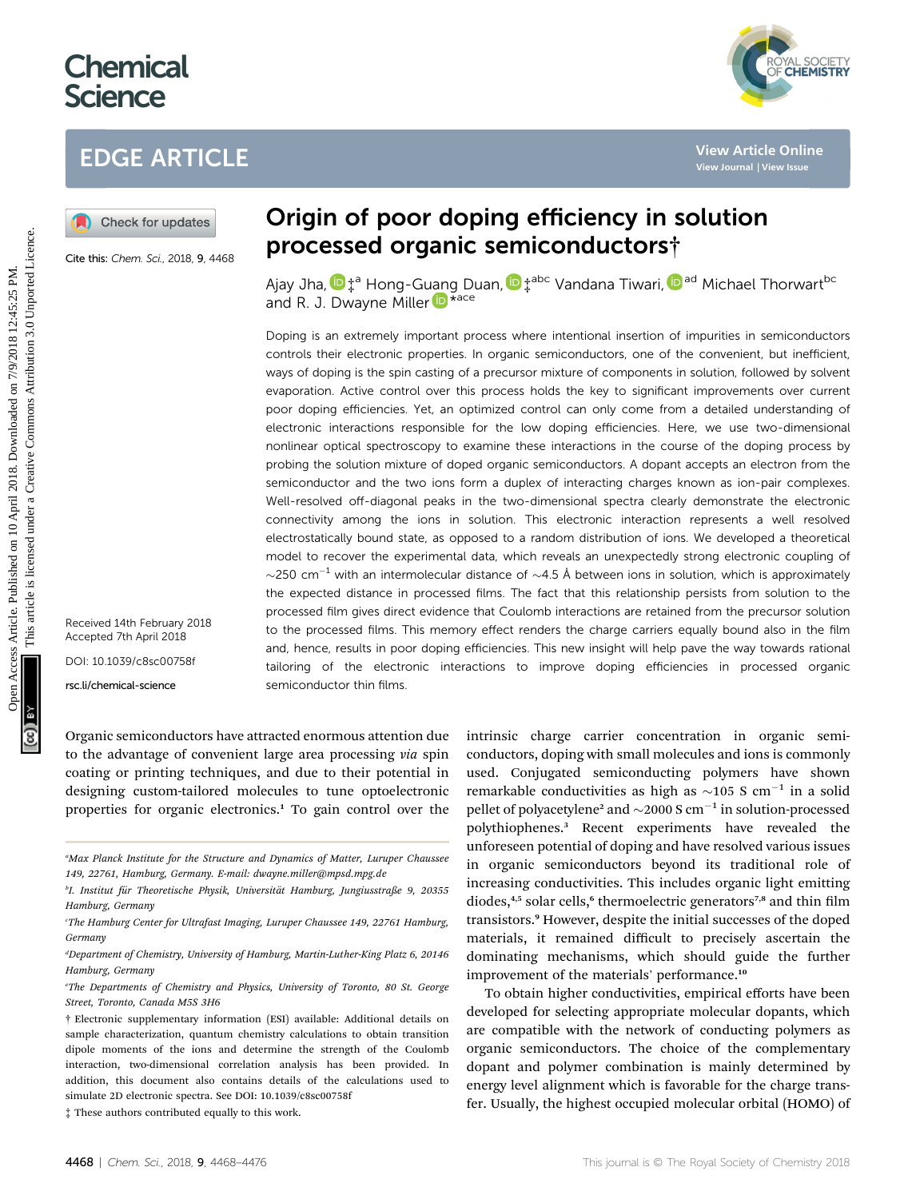# Origin of poor doping efficiency in solution processed organic semiconductors†

Ajay Jha, ‡[a] Hong-Guang Duan, ‡[abc] Vandana Tiwari, [ad] Michael Thorwart[bc] and R. J. Dwayne Miller *[ace]

Cite this: *Chem. Sci.*, 2018, **9**, 4468

Received 14th February 2018
Accepted 7th April 2018

DOI: 10.1039/c8sc00758f

rsc.li/chemical-science

Doping is an extremely important process where intentional insertion of impurities in semiconductors controls their electronic properties. In organic semiconductors, one of the convenient, but inefficient, ways of doping is the spin casting of a precursor mixture of components in solution, followed by solvent evaporation. Active control over this process holds the key to significant improvements over current poor doping efficiencies. Yet, an optimized control can only come from a detailed understanding of electronic interactions responsible for the low doping efficiencies. Here, we use two-dimensional nonlinear optical spectroscopy to examine these interactions in the course of the doping process by probing the solution mixture of doped organic semiconductors. A dopant accepts an electron from the semiconductor and the two ions form a duplex of interacting charges known as ion-pair complexes. Well-resolved off-diagonal peaks in the two-dimensional spectra clearly demonstrate the electronic connectivity among the ions in solution. This electronic interaction represents a well resolved electrostatically bound state, as opposed to a random distribution of ions. We developed a theoretical model to recover the experimental data, which reveals an unexpectedly strong electronic coupling of $\sim$250 cm$^{-1}$ with an intermolecular distance of $\sim$4.5 Å between ions in solution, which is approximately the expected distance in processed films. The fact that this relationship persists from solution to the processed film gives direct evidence that Coulomb interactions are retained from the precursor solution to the processed films. This memory effect renders the charge carriers equally bound also in the film and, hence, results in poor doping efficiencies. This new insight will help pave the way towards rational tailoring of the electronic interactions to improve doping efficiencies in processed organic semiconductor thin films.

Organic semiconductors have attracted enormous attention due to the advantage of convenient large area processing *via* spin coating or printing techniques, and due to their potential in designing custom-tailored molecules to tune optoelectronic properties for organic electronics.[1] To gain control over the intrinsic charge carrier concentration in organic semiconductors, doping with small molecules and ions is commonly used. Conjugated semiconducting polymers have shown remarkable conductivities as high as $\sim$105 S cm$^{-1}$ in a solid pellet of polyacetylene[2] and $\sim$2000 S cm$^{-1}$ in solution-processed polythiophenes.[3] Recent experiments have revealed the unforeseen potential of doping and have resolved various issues in organic semiconductors beyond its traditional role of increasing conductivities. This includes organic light emitting diodes,[4,5] solar cells,[6] thermoelectric generators[7,8] and thin film transistors.[9] However, despite the initial successes of the doped materials, it remained difficult to precisely ascertain the dominating mechanisms, which should guide the further improvement of the materials' performance.[10]

To obtain higher conductivities, empirical efforts have been developed for selecting appropriate molecular dopants, which are compatible with the network of conducting polymers as organic semiconductors. The choice of the complementary dopant and polymer combination is mainly determined by energy level alignment which is favorable for the charge transfer. Usually, the highest occupied molecular orbital (HOMO) of

---

[a] Max Planck Institute for the Structure and Dynamics of Matter, Luruper Chaussee 149, 22761, Hamburg, Germany. E-mail: dwayne.miller@mpsd.mpg.de

[b] I. Institut für Theoretische Physik, Universität Hamburg, Jungiusstraße 9, 20355 Hamburg, Germany

[c] The Hamburg Center for Ultrafast Imaging, Luruper Chaussee 149, 22761 Hamburg, Germany

[d] Department of Chemistry, University of Hamburg, Martin-Luther-King Platz 6, 20146 Hamburg, Germany

[e] The Departments of Chemistry and Physics, University of Toronto, 80 St. George Street, Toronto, Canada M5S 3H6

† Electronic supplementary information (ESI) available: Additional details on sample characterization, quantum chemistry calculations to obtain transition dipole moments of the ions and determine the strength of the Coulomb interaction, two-dimensional correlation analysis has been provided. In addition, this document also contains details of the calculations used to simulate 2D electronic spectra. See DOI: 10.1039/c8sc00758f

‡ These authors contributed equally to this work.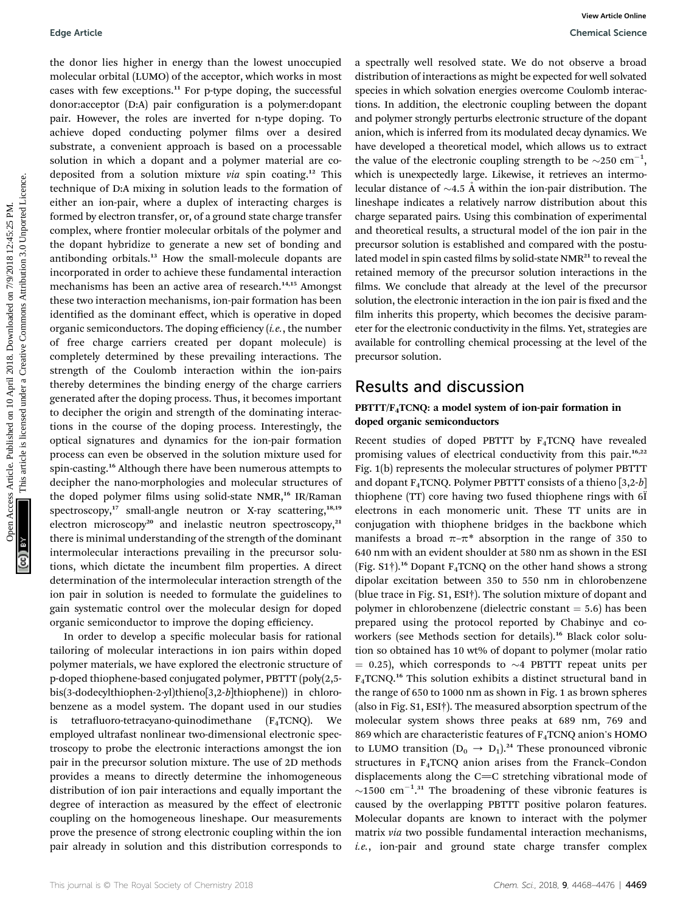the donor lies higher in energy than the lowest unoccupied molecular orbital (LUMO) of the acceptor, which works in most cases with few exceptions.[11] For p-type doping, the successful donor:acceptor (D:A) pair configuration is a polymer:dopant pair. However, the roles are inverted for n-type doping. To achieve doped conducting polymer films over a desired substrate, a convenient approach is based on a processable solution in which a dopant and a polymer material are co-deposited from a solution mixture *via* spin coating.[12] This technique of D:A mixing in solution leads to the formation of either an ion-pair, where a duplex of interacting charges is formed by electron transfer, or, of a ground state charge transfer complex, where frontier molecular orbitals of the polymer and the dopant hybridize to generate a new set of bonding and antibonding orbitals.[13] How the small-molecule dopants are incorporated in order to achieve these fundamental interaction mechanisms has been an active area of research.[14,15] Amongst these two interaction mechanisms, ion-pair formation has been identified as the dominant effect, which is operative in doped organic semiconductors. The doping efficiency (*i.e.*, the number of free charge carriers created per dopant molecule) is completely determined by these prevailing interactions. The strength of the Coulomb interaction within the ion-pairs thereby determines the binding energy of the charge carriers generated after the doping process. Thus, it becomes important to decipher the origin and strength of the dominating interactions in the course of the doping process. Interestingly, the optical signatures and dynamics for the ion-pair formation process can even be observed in the solution mixture used for spin-casting.[16] Although there have been numerous attempts to decipher the nano-morphologies and molecular structures of the doped polymer films using solid-state NMR,[16] IR/Raman spectroscopy,[17] small-angle neutron or X-ray scattering,[18,19] electron microscopy[20] and inelastic neutron spectroscopy,[21] there is minimal understanding of the strength of the dominant intermolecular interactions prevailing in the precursor solutions, which dictate the incumbent film properties. A direct determination of the intermolecular interaction strength of the ion pair in solution is needed to formulate the guidelines to gain systematic control over the molecular design for doped organic semiconductor to improve the doping efficiency.

In order to develop a specific molecular basis for rational tailoring of molecular interactions in ion pairs within doped polymer materials, we have explored the electronic structure of p-doped thiophene-based conjugated polymer, PBTTT (poly(2,5-bis(3-dodecylthiophen-2-yl)thieno[3,2-*b*]thiophene)) in chlorobenzene as a model system. The dopant used in our studies is tetrafluoro-tetracyano-quinodimethane ($F_4$TCNQ). We employed ultrafast nonlinear two-dimensional electronic spectroscopy to probe the electronic interactions amongst the ion pair in the precursor solution mixture. The use of 2D methods provides a means to directly determine the inhomogeneous distribution of ion pair interactions and equally important the degree of interaction as measured by the effect of electronic coupling on the homogeneous lineshape. Our measurements prove the presence of strong electronic coupling within the ion pair already in solution and this distribution corresponds to a spectrally well resolved state. We do not observe a broad distribution of interactions as might be expected for well solvated species in which solvation energies overcome Coulomb interactions. In addition, the electronic coupling between the dopant and polymer strongly perturbs electronic structure of the dopant anion, which is inferred from its modulated decay dynamics. We have developed a theoretical model, which allows us to extract the value of the electronic coupling strength to be $\sim$250 cm$^{-1}$, which is unexpectedly large. Likewise, it retrieves an intermolecular distance of $\sim$4.5 Å within the ion-pair distribution. The lineshape indicates a relatively narrow distribution about this charge separated pairs. Using this combination of experimental and theoretical results, a structural model of the ion pair in the precursor solution is established and compared with the postulated model in spin casted films by solid-state NMR[21] to reveal the retained memory of the precursor solution interactions in the films. We conclude that already at the level of the precursor solution, the electronic interaction in the ion pair is fixed and the film inherits this property, which becomes the decisive parameter for the electronic conductivity in the films. Yet, strategies are available for controlling chemical processing at the level of the precursor solution.

## Results and discussion

### PBTTT/$F_4$TCNQ: a model system of ion-pair formation in doped organic semiconductors

Recent studies of doped PBTTT by $F_4$TCNQ have revealed promising values of electrical conductivity from this pair.[16,22] Fig. 1(b) represents the molecular structures of polymer PBTTT and dopant $F_4$TCNQ. Polymer PBTTT consists of a thieno [3,2-*b*] thiophene (TT) core having two fused thiophene rings with 6Ï electrons in each monomeric unit. These TT units are in conjugation with thiophene bridges in the backbone which manifests a broad π–π* absorption in the range of 350 to 640 nm with an evident shoulder at 580 nm as shown in the ESI (Fig. S1†).[16] Dopant $F_4$TCNQ on the other hand shows a strong dipolar excitation between 350 to 550 nm in chlorobenzene (blue trace in Fig. S1, ESI†). The solution mixture of dopant and polymer in chlorobenzene (dielectric constant = 5.6) has been prepared using the protocol reported by Chabinyc and co-workers (see Methods section for details).[16] Black color solution so obtained has 10 wt% of dopant to polymer (molar ratio = 0.25), which corresponds to $\sim$4 PBTTT repeat units per $F_4$TCNQ.[16] This solution exhibits a distinct structural band in the range of 650 to 1000 nm as shown in Fig. 1 as brown spheres (also in Fig. S1, ESI†). The measured absorption spectrum of the molecular system shows three peaks at 689 nm, 769 and 869 which are characteristic features of $F_4$TCNQ anion's HOMO to LUMO transition ($D_0 \rightarrow D_1$).[24] These pronounced vibronic structures in $F_4$TCNQ anion arises from the Franck–Condon displacements along the C═C stretching vibrational mode of $\sim$1500 cm$^{-1}$.[31] The broadening of these vibronic features is caused by the overlapping PBTTT positive polaron features. Molecular dopants are known to interact with the polymer matrix *via* two possible fundamental interaction mechanisms, *i.e.*, ion-pair and ground state charge transfer complex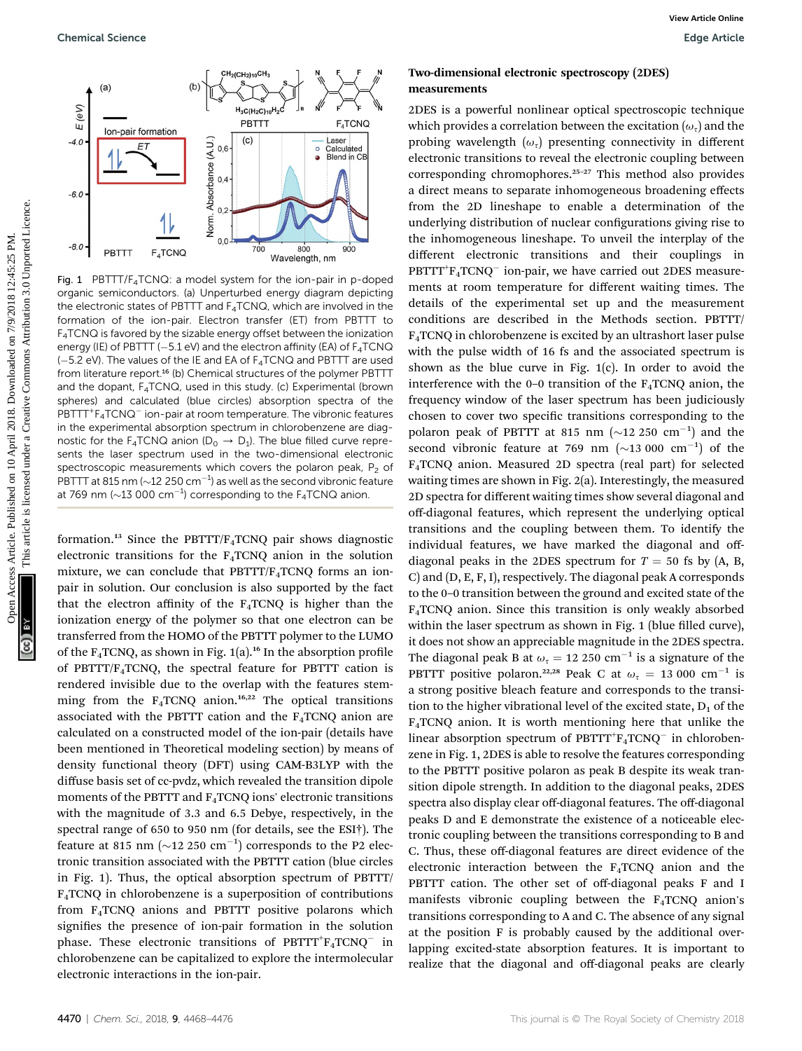Fig. 1 PBTTT/$F_4$TCNQ: a model system for the ion-pair in p-doped organic semiconductors. (a) Unperturbed energy diagram depicting the electronic states of PBTTT and $F_4$TCNQ, which are involved in the formation of the ion-pair. Electron transfer (ET) from PBTTT to $F_4$TCNQ is favored by the sizable energy offset between the ionization energy (IE) of PBTTT (−5.1 eV) and the electron affinity (EA) of $F_4$TCNQ (−5.2 eV). The values of the IE and EA of $F_4$TCNQ and PBTTT are used from literature report.[16] (b) Chemical structures of the polymer PBTTT and the dopant, $F_4$TCNQ, used in this study. (c) Experimental (brown spheres) and calculated (blue circles) absorption spectra of the $PBTTT^+F_4TCNQ^-$ ion-pair at room temperature. The vibronic features in the experimental absorption spectrum in chlorobenzene are diagnostic for the $F_4$TCNQ anion ($D_0 \rightarrow D_1$). The blue filled curve represents the laser spectrum used in the two-dimensional electronic spectroscopic measurements which covers the polaron peak, $P_2$ of PBTTT at 815 nm (∼12 250 $cm^{-1}$) as well as the second vibronic feature at 769 nm (∼13 000 $cm^{-1}$) corresponding to the $F_4$TCNQ anion.

formation.[13] Since the PBTTT/$F_4$TCNQ pair shows diagnostic electronic transitions for the $F_4$TCNQ anion in the solution mixture, we can conclude that PBTTT/$F_4$TCNQ forms an ion-pair in solution. Our conclusion is also supported by the fact that the electron affinity of the $F_4$TCNQ is higher than the ionization energy of the polymer so that one electron can be transferred from the HOMO of the PBTTT polymer to the LUMO of the $F_4$TCNQ, as shown in Fig. 1(a).[16] In the absorption profile of PBTTT/$F_4$TCNQ, the spectral feature for PBTTT cation is rendered invisible due to the overlap with the features stemming from the $F_4$TCNQ anion.[16,22] The optical transitions associated with the PBTTT cation and the $F_4$TCNQ anion are calculated on a constructed model of the ion-pair (details have been mentioned in Theoretical modeling section) by means of density functional theory (DFT) using CAM-B3LYP with the diffuse basis set of cc-pvdz, which revealed the transition dipole moments of the PBTTT and $F_4$TCNQ ions' electronic transitions with the magnitude of 3.3 and 6.5 Debye, respectively, in the spectral range of 650 to 950 nm (for details, see the ESI†). The feature at 815 nm (∼12 250 $cm^{-1}$) corresponds to the P2 electronic transition associated with the PBTTT cation (blue circles in Fig. 1). Thus, the optical absorption spectrum of PBTTT/$F_4$TCNQ in chlorobenzene is a superposition of contributions from $F_4$TCNQ anions and PBTTT positive polarons which signifies the presence of ion-pair formation in the solution phase. These electronic transitions of $PBTTT^+F_4TCNQ^-$ in chlorobenzene can be capitalized to explore the intermolecular electronic interactions in the ion-pair.

**Two-dimensional electronic spectroscopy (2DES) measurements**

2DES is a powerful nonlinear optical spectroscopic technique which provides a correlation between the excitation ($\omega_\tau$) and the probing wavelength ($\omega_t$) presenting connectivity in different electronic transitions to reveal the electronic coupling between corresponding chromophores.[25–27] This method also provides a direct means to separate inhomogeneous broadening effects from the 2D lineshape to enable a determination of the underlying distribution of nuclear configurations giving rise to the inhomogeneous lineshape. To unveil the interplay of the different electronic transitions and their couplings in $PBTTT^+F_4TCNQ^-$ ion-pair, we have carried out 2DES measurements at room temperature for different waiting times. The details of the experimental set up and the measurement conditions are described in the Methods section. PBTTT/$F_4$TCNQ in chlorobenzene is excited by an ultrashort laser pulse with the pulse width of 16 fs and the associated spectrum is shown as the blue curve in Fig. 1(c). In order to avoid the interference with the 0–0 transition of the $F_4$TCNQ anion, the frequency window of the laser spectrum has been judiciously chosen to cover two specific transitions corresponding to the polaron peak of PBTTT at 815 nm (∼12 250 $cm^{-1}$) and the second vibronic feature at 769 nm (∼13 000 $cm^{-1}$) of the $F_4$TCNQ anion. Measured 2D spectra (real part) for selected waiting times are shown in Fig. 2(a). Interestingly, the measured 2D spectra for different waiting times show several diagonal and off-diagonal features, which represent the underlying optical transitions and the coupling between them. To identify the individual features, we have marked the diagonal and off-diagonal peaks in the 2DES spectrum for $T = 50$ fs by (A, B, C) and (D, E, F, I), respectively. The diagonal peak A corresponds to the 0–0 transition between the ground and excited state of the $F_4$TCNQ anion. Since this transition is only weakly absorbed within the laser spectrum as shown in Fig. 1 (blue filled curve), it does not show an appreciable magnitude in the 2DES spectra. The diagonal peak B at $\omega_\tau = 12\,250$ $cm^{-1}$ is a signature of the PBTTT positive polaron.[22,28] Peak C at $\omega_\tau = 13\,000$ $cm^{-1}$ is a strong positive bleach feature and corresponds to the transition to the higher vibrational level of the excited state, $D_1$ of the $F_4$TCNQ anion. It is worth mentioning here that unlike the linear absorption spectrum of $PBTTT^+F_4TCNQ^-$ in chlorobenzene in Fig. 1, 2DES is able to resolve the features corresponding to the PBTTT positive polaron as peak B despite its weak transition dipole strength. In addition to the diagonal peaks, 2DES spectra also display clear off-diagonal features. The off-diagonal peaks D and E demonstrate the existence of a noticeable electronic coupling between the transitions corresponding to B and C. Thus, these off-diagonal features are direct evidence of the electronic interaction between the $F_4$TCNQ anion and the PBTTT cation. The other set of off-diagonal peaks F and I manifests vibronic coupling between the $F_4$TCNQ anion's transitions corresponding to A and C. The absence of any signal at the position F is probably caused by the additional overlapping excited-state absorption features. It is important to realize that the diagonal and off-diagonal peaks are clearly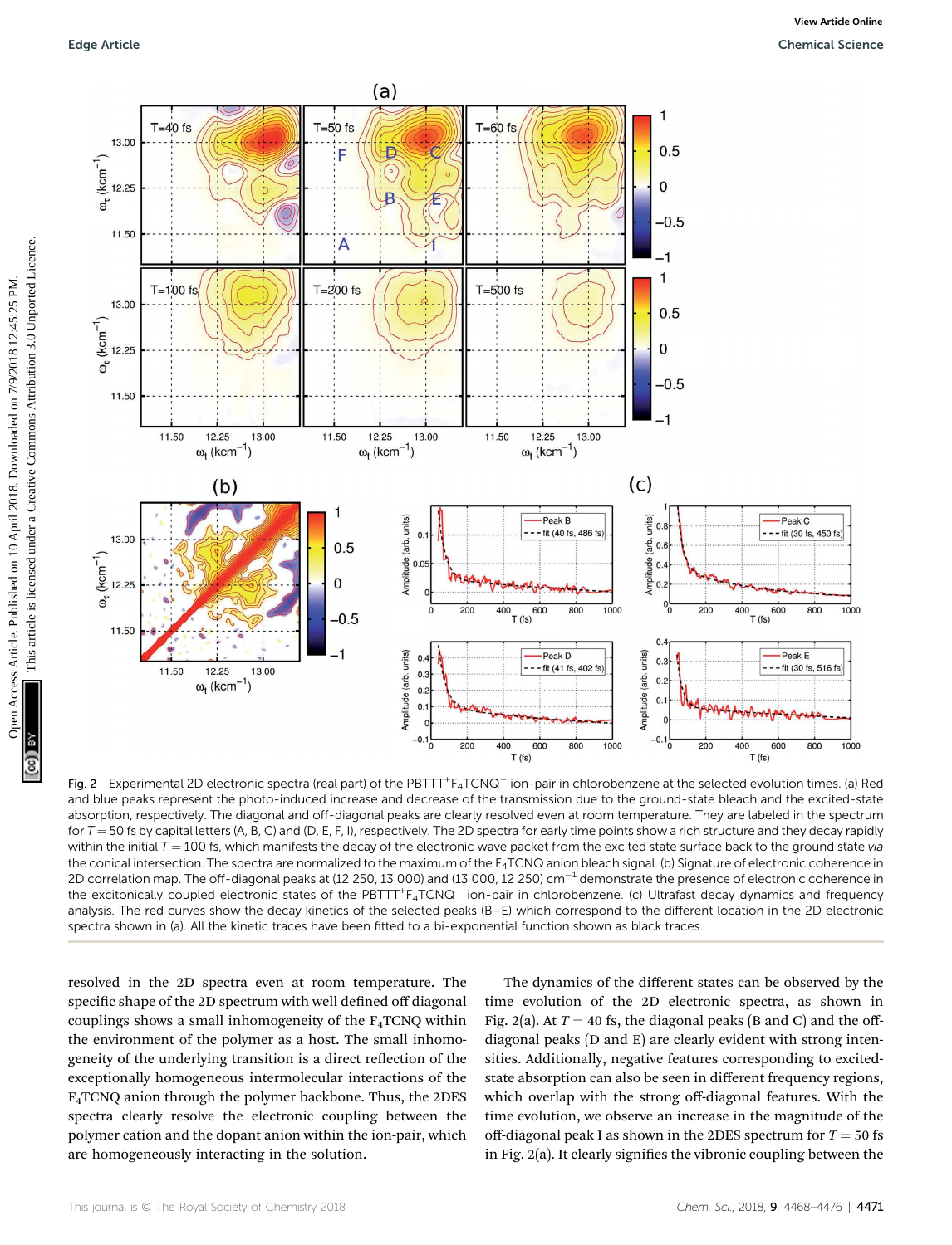Fig. 2 Experimental 2D electronic spectra (real part) of the PBTTT$^{+}$F$_4$TCNQ$^{-}$ ion-pair in chlorobenzene at the selected evolution times. (a) Red and blue peaks represent the photo-induced increase and decrease of the transmission due to the ground-state bleach and the excited-state absorption, respectively. The diagonal and off-diagonal peaks are clearly resolved even at room temperature. They are labeled in the spectrum for $T = 50$ fs by capital letters (A, B, C) and (D, E, F, I), respectively. The 2D spectra for early time points show a rich structure and they decay rapidly within the initial $T = 100$ fs, which manifests the decay of the electronic wave packet from the excited state surface back to the ground state *via* the conical intersection. The spectra are normalized to the maximum of the F$_4$TCNQ anion bleach signal. (b) Signature of electronic coherence in 2D correlation map. The off-diagonal peaks at (12 250, 13 000) and (13 000, 12 250) cm$^{-1}$ demonstrate the presence of electronic coherence in the excitonically coupled electronic states of the PBTTT$^{+}$F$_4$TCNQ$^{-}$ ion-pair in chlorobenzene. (c) Ultrafast decay dynamics and frequency analysis. The red curves show the decay kinetics of the selected peaks (B–E) which correspond to the different location in the 2D electronic spectra shown in (a). All the kinetic traces have been fitted to a bi-exponential function shown as black traces.

resolved in the 2D spectra even at room temperature. The specific shape of the 2D spectrum with well defined off diagonal couplings shows a small inhomogeneity of the F$_4$TCNQ within the environment of the polymer as a host. The small inhomogeneity of the underlying transition is a direct reflection of the exceptionally homogeneous intermolecular interactions of the F$_4$TCNQ anion through the polymer backbone. Thus, the 2DES spectra clearly resolve the electronic coupling between the polymer cation and the dopant anion within the ion-pair, which are homogeneously interacting in the solution.

The dynamics of the different states can be observed by the time evolution of the 2D electronic spectra, as shown in Fig. 2(a). At $T = 40$ fs, the diagonal peaks (B and C) and the off-diagonal peaks (D and E) are clearly evident with strong intensities. Additionally, negative features corresponding to excited-state absorption can also be seen in different frequency regions, which overlap with the strong off-diagonal features. With the time evolution, we observe an increase in the magnitude of the off-diagonal peak I as shown in the 2DES spectrum for $T = 50$ fs in Fig. 2(a). It clearly signifies the vibronic coupling between the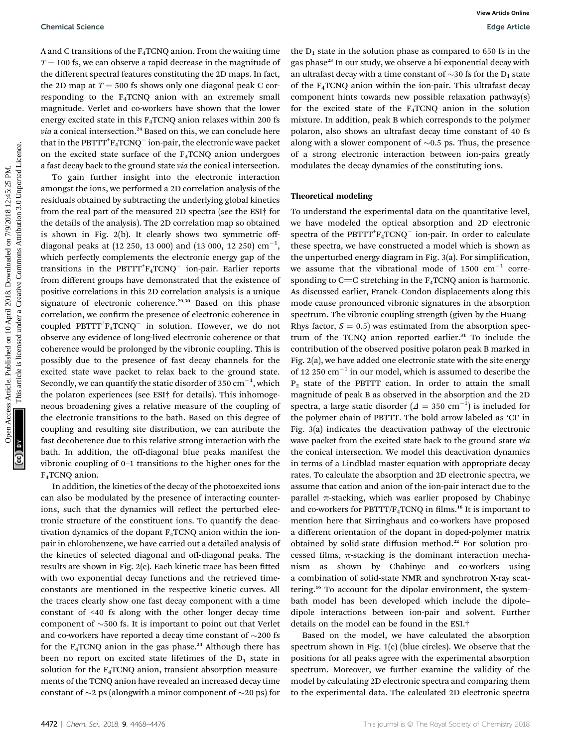A and C transitions of the $F_4TCNQ$ anion. From the waiting time $T = 100$ fs, we can observe a rapid decrease in the magnitude of the different spectral features constituting the 2D maps. In fact, the 2D map at $T = 500$ fs shows only one diagonal peak C corresponding to the $F_4TCNQ$ anion with an extremely small magnitude. Verlet and co-workers have shown that the lower energy excited state in this $F_4TCNQ$ anion relaxes within 200 fs *via* a conical intersection.[24] Based on this, we can conclude here that in the $PBTTT^+F_4TCNQ^-$ ion-pair, the electronic wave packet on the excited state surface of the $F_4TCNQ$ anion undergoes a fast decay back to the ground state *via* the conical intersection.

To gain further insight into the electronic interaction amongst the ions, we performed a 2D correlation analysis of the residuals obtained by subtracting the underlying global kinetics from the real part of the measured 2D spectra (see the ESI† for the details of the analysis). The 2D correlation map so obtained is shown in Fig. 2(b). It clearly shows two symmetric off-diagonal peaks at (12 250, 13 000) and (13 000, 12 250) $cm^{-1}$, which perfectly complements the electronic energy gap of the transitions in the $PBTTT^+F_4TCNQ^-$ ion-pair. Earlier reports from different groups have demonstrated that the existence of positive correlations in this 2D correlation analysis is a unique signature of electronic coherence.[29,30] Based on this phase correlation, we confirm the presence of electronic coherence in coupled $PBTTT^+F_4TCNQ^-$ in solution. However, we do not observe any evidence of long-lived electronic coherence or that coherence would be prolonged by the vibronic coupling. This is possibly due to the presence of fast decay channels for the excited state wave packet to relax back to the ground state. Secondly, we can quantify the static disorder of 350 $cm^{-1}$, which the polaron experiences (see ESI† for details). This inhomogeneous broadening gives a relative measure of the coupling of the electronic transitions to the bath. Based on this degree of coupling and resulting site distribution, we can attribute the fast decoherence due to this relative strong interaction with the bath. In addition, the off-diagonal blue peaks manifest the vibronic coupling of 0–1 transitions to the higher ones for the $F_4TCNQ$ anion.

In addition, the kinetics of the decay of the photoexcited ions can also be modulated by the presence of interacting counterions, such that the dynamics will reflect the perturbed electronic structure of the constituent ions. To quantify the deactivation dynamics of the dopant $F_4TCNQ$ anion within the ion-pair in chlorobenzene, we have carried out a detailed analysis of the kinetics of selected diagonal and off-diagonal peaks. The results are shown in Fig. 2(c). Each kinetic trace has been fitted with two exponential decay functions and the retrieved time-constants are mentioned in the respective kinetic curves. All the traces clearly show one fast decay component with a time constant of <40 fs along with the other longer decay time component of ~500 fs. It is important to point out that Verlet and co-workers have reported a decay time constant of ~200 fs for the $F_4TCNQ$ anion in the gas phase.[24] Although there has been no report on excited state lifetimes of the $D_1$ state in solution for the $F_4TCNQ$ anion, transient absorption measurements of the TCNQ anion have revealed an increased decay time constant of ~2 ps (alongwith a minor component of ~20 ps) for the $D_1$ state in the solution phase as compared to 650 fs in the gas phase[23] In our study, we observe a bi-exponential decay with an ultrafast decay with a time constant of ~30 fs for the $D_1$ state of the $F_4TCNQ$ anion within the ion-pair. This ultrafast decay component hints towards new possible relaxation pathway(s) for the excited state of the $F_4TCNQ$ anion in the solution mixture. In addition, peak B which corresponds to the polymer polaron, also shows an ultrafast decay time constant of 40 fs along with a slower component of ~0.5 ps. Thus, the presence of a strong electronic interaction between ion-pairs greatly modulates the decay dynamics of the constituting ions.

### Theoretical modeling

To understand the experimental data on the quantitative level, we have modeled the optical absorption and 2D electronic spectra of the $PBTTT^+F_4TCNQ^-$ ion-pair. In order to calculate these spectra, we have constructed a model which is shown as the unperturbed energy diagram in Fig. 3(a). For simplification, we assume that the vibrational mode of 1500 $cm^{-1}$ corresponding to C=C stretching in the $F_4TCNQ$ anion is harmonic. As discussed earlier, Franck–Condon displacements along this mode cause pronounced vibronic signatures in the absorption spectrum. The vibronic coupling strength (given by the Huang–Rhys factor, $S = 0.5$) was estimated from the absorption spectrum of the TCNQ anion reported earlier.[31] To include the contribution of the observed positive polaron peak B marked in Fig. 2(a), we have added one electronic state with the site energy of 12 250 $cm^{-1}$ in our model, which is assumed to describe the $P_2$ state of the PBTTT cation. In order to attain the small magnitude of peak B as observed in the absorption and the 2D spectra, a large static disorder ($\Delta = 350$ $cm^{-1}$) is included for the polymer chain of PBTTT. The bold arrow labeled as 'CI' in Fig. 3(a) indicates the deactivation pathway of the electronic wave packet from the excited state back to the ground state *via* the conical intersection. We model this deactivation dynamics in terms of a Lindblad master equation with appropriate decay rates. To calculate the absorption and 2D electronic spectra, we assume that cation and anion of the ion-pair interact due to the parallel π-stacking, which was earlier proposed by Chabinyc and co-workers for PBTTT/$F_4TCNQ$ in films.[16] It is important to mention here that Sirringhaus and co-workers have proposed a different orientation of the dopant in doped-polymer matrix obtained by solid-state diffusion method.[22] For solution processed films, π-stacking is the dominant interaction mechanism as shown by Chabinyc and co-workers using a combination of solid-state NMR and synchrotron X-ray scattering.[16] To account for the dipolar environment, the system-bath model has been developed which include the dipole–dipole interactions between ion-pair and solvent. Further details on the model can be found in the ESI.†

Based on the model, we have calculated the absorption spectrum shown in Fig. 1(c) (blue circles). We observe that the positions for all peaks agree with the experimental absorption spectrum. Moreover, we further examine the validity of the model by calculating 2D electronic spectra and comparing them to the experimental data. The calculated 2D electronic spectra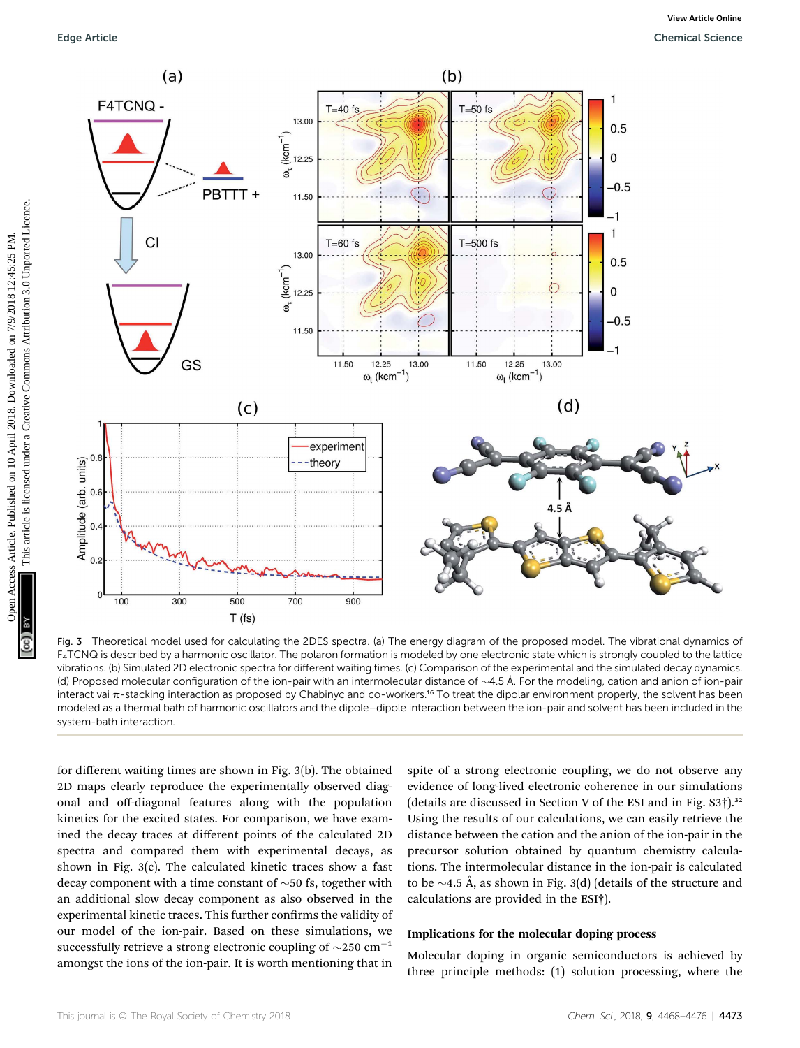Fig. 3 Theoretical model used for calculating the 2DES spectra. (a) The energy diagram of the proposed model. The vibrational dynamics of $F_4TCNQ$ is described by a harmonic oscillator. The polaron formation is modeled by one electronic state which is strongly coupled to the lattice vibrations. (b) Simulated 2D electronic spectra for different waiting times. (c) Comparison of the experimental and the simulated decay dynamics. (d) Proposed molecular configuration of the ion-pair with an intermolecular distance of ~4.5 Å. For the modeling, cation and anion of ion-pair interact vai π-stacking interaction as proposed by Chabinyc and co-workers.[16] To treat the dipolar environment properly, the solvent has been modeled as a thermal bath of harmonic oscillators and the dipole–dipole interaction between the ion-pair and solvent has been included in the system-bath interaction.

for different waiting times are shown in Fig. 3(b). The obtained 2D maps clearly reproduce the experimentally observed diagonal and off-diagonal features along with the population kinetics for the excited states. For comparison, we have examined the decay traces at different points of the calculated 2D spectra and compared them with experimental decays, as shown in Fig. 3(c). The calculated kinetic traces show a fast decay component with a time constant of ~50 fs, together with an additional slow decay component as also observed in the experimental kinetic traces. This further confirms the validity of our model of the ion-pair. Based on these simulations, we successfully retrieve a strong electronic coupling of ~250 $cm^{-1}$ amongst the ions of the ion-pair. It is worth mentioning that in spite of a strong electronic coupling, we do not observe any evidence of long-lived electronic coherence in our simulations (details are discussed in Section V of the ESI and in Fig. S3†).[32] Using the results of our calculations, we can easily retrieve the distance between the cation and the anion of the ion-pair in the precursor solution obtained by quantum chemistry calculations. The intermolecular distance in the ion-pair is calculated to be ~4.5 Å, as shown in Fig. 3(d) (details of the structure and calculations are provided in the ESI†).

### Implications for the molecular doping process

Molecular doping in organic semiconductors is achieved by three principle methods: (1) solution processing, where the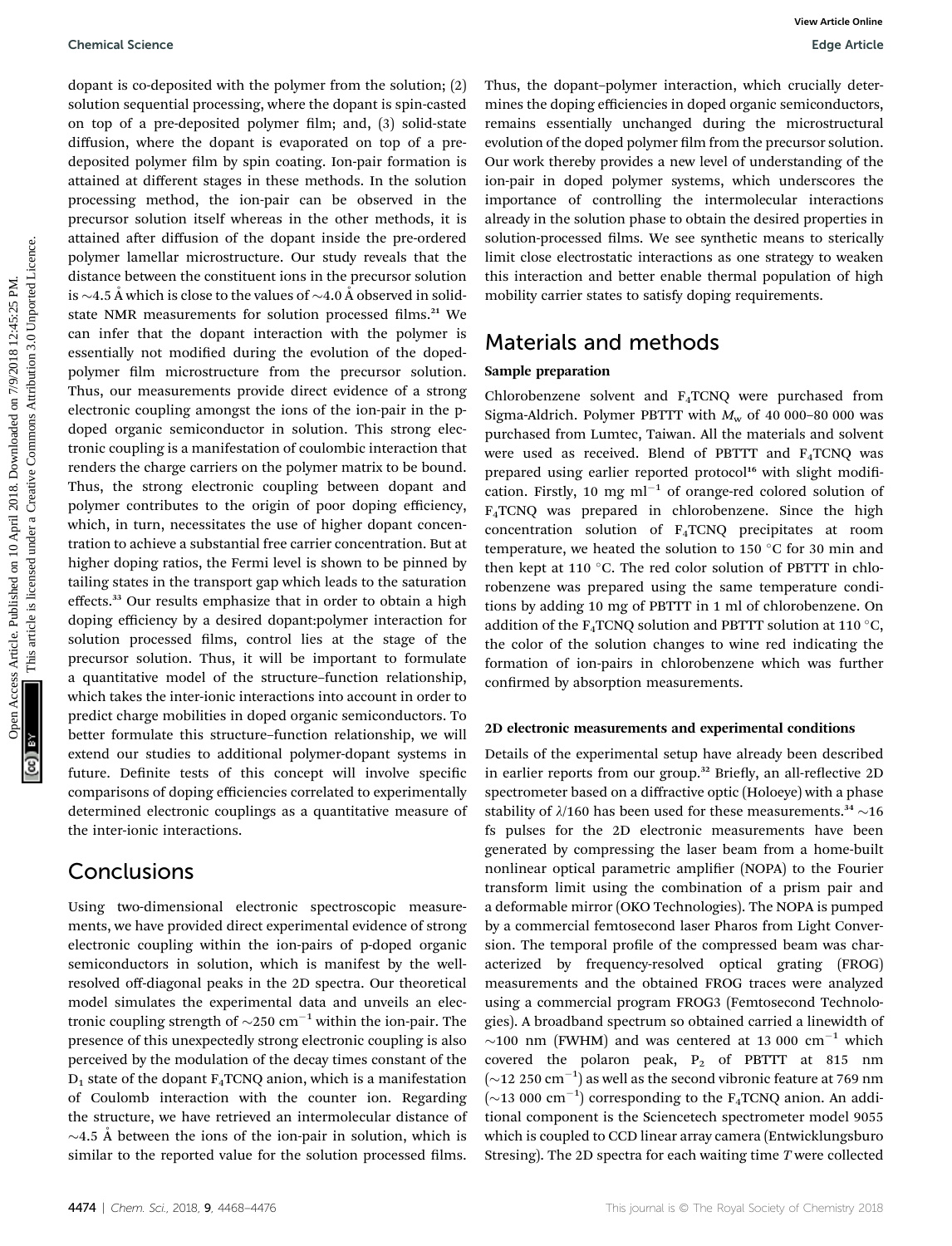dopant is co-deposited with the polymer from the solution; (2) solution sequential processing, where the dopant is spin-casted on top of a pre-deposited polymer film; and, (3) solid-state diffusion, where the dopant is evaporated on top of a pre-deposited polymer film by spin coating. Ion-pair formation is attained at different stages in these methods. In the solution processing method, the ion-pair can be observed in the precursor solution itself whereas in the other methods, it is attained after diffusion of the dopant inside the pre-ordered polymer lamellar microstructure. Our study reveals that the distance between the constituent ions in the precursor solution is ∼4.5 Å which is close to the values of ∼4.0 Å observed in solid-state NMR measurements for solution processed films.[21] We can infer that the dopant interaction with the polymer is essentially not modified during the evolution of the doped-polymer film microstructure from the precursor solution. Thus, our measurements provide direct evidence of a strong electronic coupling amongst the ions of the ion-pair in the p-doped organic semiconductor in solution. This strong electronic coupling is a manifestation of coulombic interaction that renders the charge carriers on the polymer matrix to be bound. Thus, the strong electronic coupling between dopant and polymer contributes to the origin of poor doping efficiency, which, in turn, necessitates the use of higher dopant concentration to achieve a substantial free carrier concentration. But at higher doping ratios, the Fermi level is shown to be pinned by tailing states in the transport gap which leads to the saturation effects.[33] Our results emphasize that in order to obtain a high doping efficiency by a desired dopant:polymer interaction for solution processed films, control lies at the stage of the precursor solution. Thus, it will be important to formulate a quantitative model of the structure–function relationship, which takes the inter-ionic interactions into account in order to predict charge mobilities in doped organic semiconductors. To better formulate this structure–function relationship, we will extend our studies to additional polymer-dopant systems in future. Definite tests of this concept will involve specific comparisons of doping efficiencies correlated to experimentally determined electronic couplings as a quantitative measure of the inter-ionic interactions.

## Conclusions

Using two-dimensional electronic spectroscopic measurements, we have provided direct experimental evidence of strong electronic coupling within the ion-pairs of p-doped organic semiconductors in solution, which is manifest by the well-resolved off-diagonal peaks in the 2D spectra. Our theoretical model simulates the experimental data and unveils an electronic coupling strength of ∼250 $cm^{-1}$ within the ion-pair. The presence of this unexpectedly strong electronic coupling is also perceived by the modulation of the decay times constant of the $D_1$ state of the dopant $F_4TCNQ$ anion, which is a manifestation of Coulomb interaction with the counter ion. Regarding the structure, we have retrieved an intermolecular distance of ∼4.5 Å between the ions of the ion-pair in solution, which is similar to the reported value for the solution processed films. Thus, the dopant–polymer interaction, which crucially determines the doping efficiencies in doped organic semiconductors, remains essentially unchanged during the microstructural evolution of the doped polymer film from the precursor solution. Our work thereby provides a new level of understanding of the ion-pair in doped polymer systems, which underscores the importance of controlling the intermolecular interactions already in the solution phase to obtain the desired properties in solution-processed films. We see synthetic means to sterically limit close electrostatic interactions as one strategy to weaken this interaction and better enable thermal population of high mobility carrier states to satisfy doping requirements.

## Materials and methods

### Sample preparation

Chlorobenzene solvent and $F_4TCNQ$ were purchased from Sigma-Aldrich. Polymer PBTTT with $M_w$ of 40 000–80 000 was purchased from Lumtec, Taiwan. All the materials and solvent were used as received. Blend of PBTTT and $F_4TCNQ$ was prepared using earlier reported protocol[16] with slight modification. Firstly, 10 mg $ml^{-1}$ of orange-red colored solution of $F_4TCNQ$ was prepared in chlorobenzene. Since the high concentration solution of $F_4TCNQ$ precipitates at room temperature, we heated the solution to 150 °C for 30 min and then kept at 110 °C. The red color solution of PBTTT in chlorobenzene was prepared using the same temperature conditions by adding 10 mg of PBTTT in 1 ml of chlorobenzene. On addition of the $F_4TCNQ$ solution and PBTTT solution at 110 °C, the color of the solution changes to wine red indicating the formation of ion-pairs in chlorobenzene which was further confirmed by absorption measurements.

### 2D electronic measurements and experimental conditions

Details of the experimental setup have already been described in earlier reports from our group.[32] Briefly, an all-reflective 2D spectrometer based on a diffractive optic (Holoeye) with a phase stability of $\lambda/160$ has been used for these measurements.[34] ∼16 fs pulses for the 2D electronic measurements have been generated by compressing the laser beam from a home-built nonlinear optical parametric amplifier (NOPA) to the Fourier transform limit using the combination of a prism pair and a deformable mirror (OKO Technologies). The NOPA is pumped by a commercial femtosecond laser Pharos from Light Conversion. The temporal profile of the compressed beam was characterized by frequency-resolved optical grating (FROG) measurements and the obtained FROG traces were analyzed using a commercial program FROG3 (Femtosecond Technologies). A broadband spectrum so obtained carried a linewidth of ∼100 nm (FWHM) and was centered at 13 000 $cm^{-1}$ which covered the polaron peak, $P_2$ of PBTTT at 815 nm (∼12 250 $cm^{-1}$) as well as the second vibronic feature at 769 nm (∼13 000 $cm^{-1}$) corresponding to the $F_4TCNQ$ anion. An additional component is the Sciencetech spectrometer model 9055 which is coupled to CCD linear array camera (Entwicklungsburo Stresing). The 2D spectra for each waiting time $T$ were collected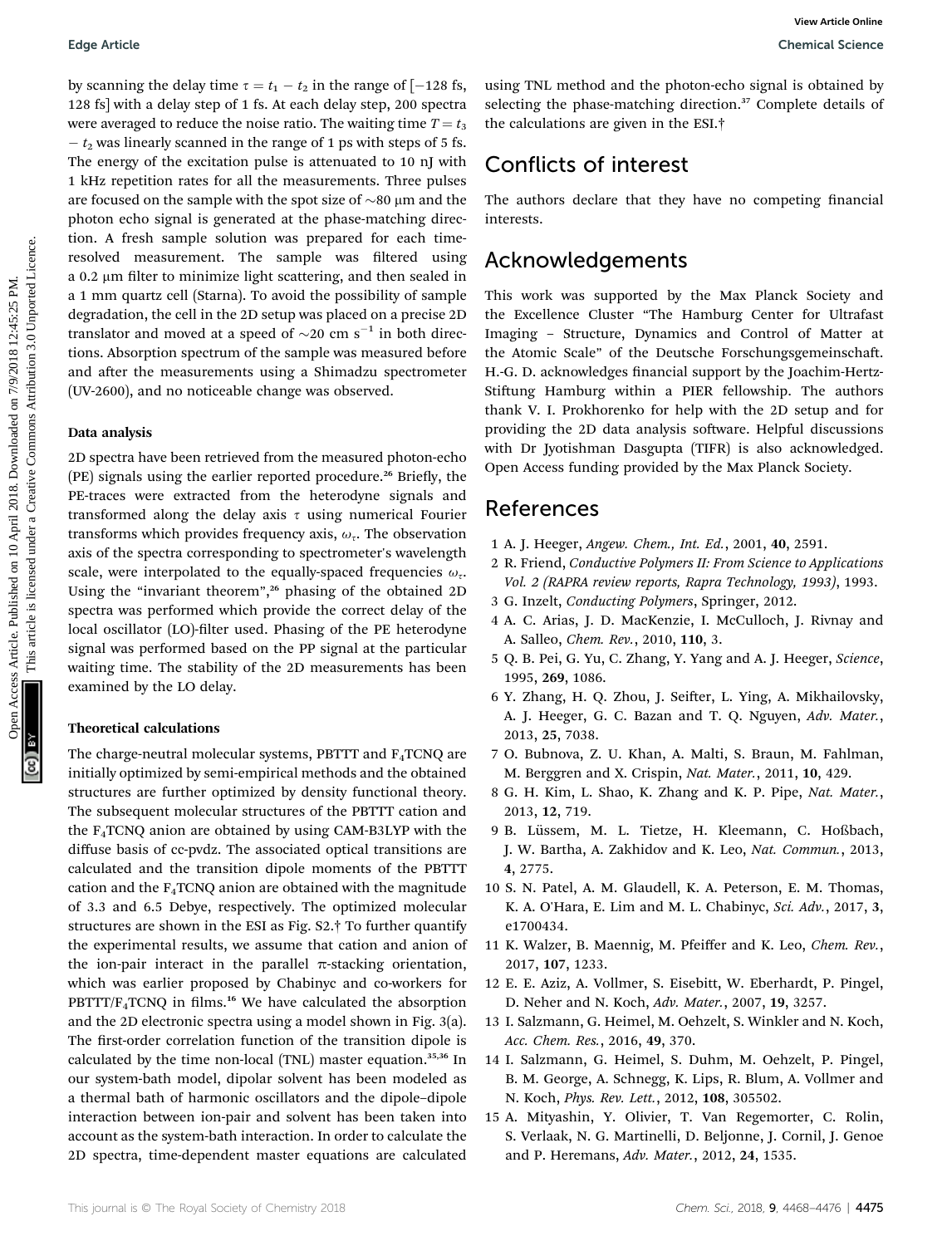by scanning the delay time $\tau = t_1 - t_2$ in the range of [−128 fs, 128 fs] with a delay step of 1 fs. At each delay step, 200 spectra were averaged to reduce the noise ratio. The waiting time $T = t_3 - t_2$ was linearly scanned in the range of 1 ps with steps of 5 fs. The energy of the excitation pulse is attenuated to 10 nJ with 1 kHz repetition rates for all the measurements. Three pulses are focused on the sample with the spot size of ∼80 μm and the photon echo signal is generated at the phase-matching direction. A fresh sample solution was prepared for each time-resolved measurement. The sample was filtered using a 0.2 μm filter to minimize light scattering, and then sealed in a 1 mm quartz cell (Starna). To avoid the possibility of sample degradation, the cell in the 2D setup was placed on a precise 2D translator and moved at a speed of ∼20 cm $s^{-1}$ in both directions. Absorption spectrum of the sample was measured before and after the measurements using a Shimadzu spectrometer (UV-2600), and no noticeable change was observed.

### Data analysis

2D spectra have been retrieved from the measured photon-echo (PE) signals using the earlier reported procedure.[26] Briefly, the PE-traces were extracted from the heterodyne signals and transformed along the delay axis $\tau$ using numerical Fourier transforms which provides frequency axis, $\omega_\tau$. The observation axis of the spectra corresponding to spectrometer's wavelength scale, were interpolated to the equally-spaced frequencies $\omega_\tau$. Using the "invariant theorem",[26] phasing of the obtained 2D spectra was performed which provide the correct delay of the local oscillator (LO)-filter used. Phasing of the PE heterodyne signal was performed based on the PP signal at the particular waiting time. The stability of the 2D measurements has been examined by the LO delay.

### Theoretical calculations

The charge-neutral molecular systems, PBTTT and $F_4TCNQ$ are initially optimized by semi-empirical methods and the obtained structures are further optimized by density functional theory. The subsequent molecular structures of the PBTTT cation and the $F_4TCNQ$ anion are obtained by using CAM-B3LYP with the diffuse basis of cc-pvdz. The associated optical transitions are calculated and the transition dipole moments of the PBTTT cation and the $F_4TCNQ$ anion are obtained with the magnitude of 3.3 and 6.5 Debye, respectively. The optimized molecular structures are shown in the ESI as Fig. S2.† To further quantify the experimental results, we assume that cation and anion of the ion-pair interact in the parallel π-stacking orientation, which was earlier proposed by Chabinyc and co-workers for PBTTT/$F_4TCNQ$ in films.[16] We have calculated the absorption and the 2D electronic spectra using a model shown in Fig. 3(a). The first-order correlation function of the transition dipole is calculated by the time non-local (TNL) master equation.[35,36] In our system-bath model, dipolar solvent has been modeled as a thermal bath of harmonic oscillators and the dipole–dipole interaction between ion-pair and solvent has been taken into account as the system-bath interaction. In order to calculate the 2D spectra, time-dependent master equations are calculated using TNL method and the photon-echo signal is obtained by selecting the phase-matching direction.[37] Complete details of the calculations are given in the ESI.†

## Conflicts of interest

The authors declare that they have no competing financial interests.

## Acknowledgements

This work was supported by the Max Planck Society and the Excellence Cluster "The Hamburg Center for Ultrafast Imaging – Structure, Dynamics and Control of Matter at the Atomic Scale" of the Deutsche Forschungsgemeinschaft. H.-G. D. acknowledges financial support by the Joachim-Hertz-Stiftung Hamburg within a PIER fellowship. The authors thank V. I. Prokhorenko for help with the 2D setup and for providing the 2D data analysis software. Helpful discussions with Dr Jyotishman Dasgupta (TIFR) is also acknowledged. Open Access funding provided by the Max Planck Society.

## References

1. A. J. Heeger, *Angew. Chem., Int. Ed.*, 2001, **40**, 2591.
2. R. Friend, *Conductive Polymers II: From Science to Applications Vol. 2 (RAPRA review reports, Rapra Technology, 1993)*, 1993.
3. G. Inzelt, *Conducting Polymers*, Springer, 2012.
4. A. C. Arias, J. D. MacKenzie, I. McCulloch, J. Rivnay and A. Salleo, *Chem. Rev.*, 2010, **110**, 3.
5. Q. B. Pei, G. Yu, C. Zhang, Y. Yang and A. J. Heeger, *Science*, 1995, **269**, 1086.
6. Y. Zhang, H. Q. Zhou, J. Seifter, L. Ying, A. Mikhailovsky, A. J. Heeger, G. C. Bazan and T. Q. Nguyen, *Adv. Mater.*, 2013, **25**, 7038.
7. O. Bubnova, Z. U. Khan, A. Malti, S. Braun, M. Fahlman, M. Berggren and X. Crispin, *Nat. Mater.*, 2011, **10**, 429.
8. G. H. Kim, L. Shao, K. Zhang and K. P. Pipe, *Nat. Mater.*, 2013, **12**, 719.
9. B. Lüssem, M. L. Tietze, H. Kleemann, C. Hoßbach, J. W. Bartha, A. Zakhidov and K. Leo, *Nat. Commun.*, 2013, **4**, 2775.
10. S. N. Patel, A. M. Glaudell, K. A. Peterson, E. M. Thomas, K. A. O'Hara, E. Lim and M. L. Chabinyc, *Sci. Adv.*, 2017, **3**, e1700434.
11. K. Walzer, B. Maennig, M. Pfeiffer and K. Leo, *Chem. Rev.*, 2017, **107**, 1233.
12. E. E. Aziz, A. Vollmer, S. Eisebitt, W. Eberhardt, P. Pingel, D. Neher and N. Koch, *Adv. Mater.*, 2007, **19**, 3257.
13. I. Salzmann, G. Heimel, M. Oehzelt, S. Winkler and N. Koch, *Acc. Chem. Res.*, 2016, **49**, 370.
14. I. Salzmann, G. Heimel, S. Duhm, M. Oehzelt, P. Pingel, B. M. George, A. Schnegg, K. Lips, R. Blum, A. Vollmer and N. Koch, *Phys. Rev. Lett.*, 2012, **108**, 305502.
15. A. Mityashin, Y. Olivier, T. Van Regemorter, C. Rolin, S. Verlaak, N. G. Martinelli, D. Beljonne, J. Cornil, J. Genoe and P. Heremans, *Adv. Mater.*, 2012, **24**, 1535.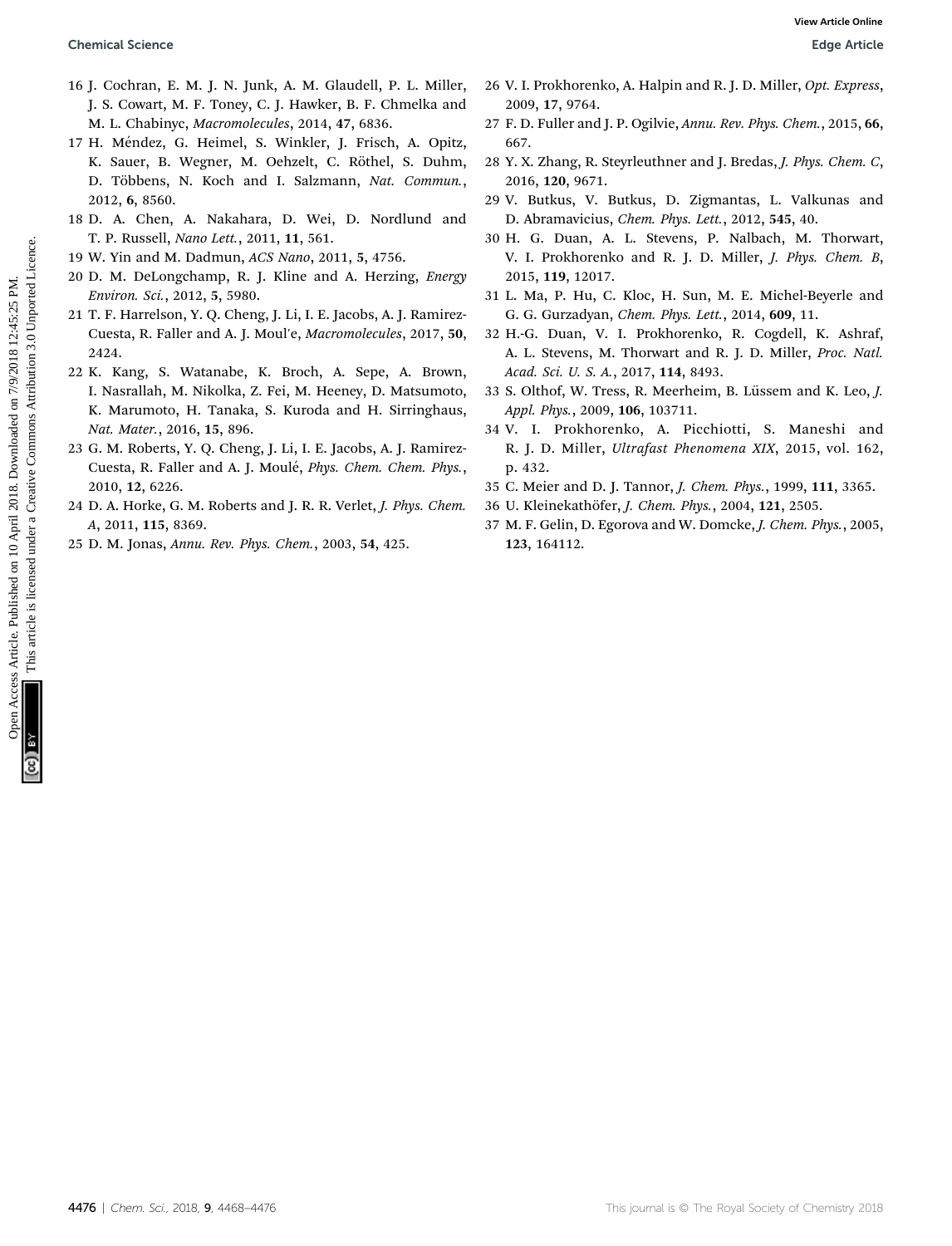16 J. Cochran, E. M. J. N. Junk, A. M. Glaudell, P. L. Miller, J. S. Cowart, M. F. Toney, C. J. Hawker, B. F. Chmelka and M. L. Chabinyc, *Macromolecules*, 2014, **47**, 6836.

17 H. Méndez, G. Heimel, S. Winkler, J. Frisch, A. Opitz, K. Sauer, B. Wegner, M. Oehzelt, C. Röthel, S. Duhm, D. Többens, N. Koch and I. Salzmann, *Nat. Commun.*, 2012, **6**, 8560.

18 D. A. Chen, A. Nakahara, D. Wei, D. Nordlund and T. P. Russell, *Nano Lett.*, 2011, **11**, 561.

19 W. Yin and M. Dadmun, *ACS Nano*, 2011, **5**, 4756.

20 D. M. DeLongchamp, R. J. Kline and A. Herzing, *Energy Environ. Sci.*, 2012, **5**, 5980.

21 T. F. Harrelson, Y. Q. Cheng, J. Li, I. E. Jacobs, A. J. Ramirez-Cuesta, R. Faller and A. J. Moul'e, *Macromolecules*, 2017, **50**, 2424.

22 K. Kang, S. Watanabe, K. Broch, A. Sepe, A. Brown, I. Nasrallah, M. Nikolka, Z. Fei, M. Heeney, D. Matsumoto, K. Marumoto, H. Tanaka, S. Kuroda and H. Sirringhaus, *Nat. Mater.*, 2016, **15**, 896.

23 G. M. Roberts, Y. Q. Cheng, J. Li, I. E. Jacobs, A. J. Ramirez-Cuesta, R. Faller and A. J. Moulé, *Phys. Chem. Chem. Phys.*, 2010, **12**, 6226.

24 D. A. Horke, G. M. Roberts and J. R. R. Verlet, *J. Phys. Chem. A*, 2011, **115**, 8369.

25 D. M. Jonas, *Annu. Rev. Phys. Chem.*, 2003, **54**, 425.

26 V. I. Prokhorenko, A. Halpin and R. J. D. Miller, *Opt. Express*, 2009, **17**, 9764.

27 F. D. Fuller and J. P. Ogilvie, *Annu. Rev. Phys. Chem.*, 2015, **66**, 667.

28 Y. X. Zhang, R. Steyrleuthner and J. Bredas, *J. Phys. Chem. C*, 2016, **120**, 9671.

29 V. Butkus, V. Butkus, D. Zigmantas, L. Valkunas and D. Abramavicius, *Chem. Phys. Lett.*, 2012, **545**, 40.

30 H. G. Duan, A. L. Stevens, P. Nalbach, M. Thorwart, V. I. Prokhorenko and R. J. D. Miller, *J. Phys. Chem. B*, 2015, **119**, 12017.

31 L. Ma, P. Hu, C. Kloc, H. Sun, M. E. Michel-Beyerle and G. G. Gurzadyan, *Chem. Phys. Lett.*, 2014, **609**, 11.

32 H.-G. Duan, V. I. Prokhorenko, R. Cogdell, K. Ashraf, A. L. Stevens, M. Thorwart and R. J. D. Miller, *Proc. Natl. Acad. Sci. U. S. A.*, 2017, **114**, 8493.

33 S. Olthof, W. Tress, R. Meerheim, B. Lüssem and K. Leo, *J. Appl. Phys.*, 2009, **106**, 103711.

34 V. I. Prokhorenko, A. Picchiotti, S. Maneshi and R. J. D. Miller, *Ultrafast Phenomena XIX*, 2015, vol. 162, p. 432.

35 C. Meier and D. J. Tannor, *J. Chem. Phys.*, 1999, **111**, 3365.

36 U. Kleinekathöfer, *J. Chem. Phys.*, 2004, **121**, 2505.

37 M. F. Gelin, D. Egorova and W. Domcke, *J. Chem. Phys.*, 2005, **123**, 164112.